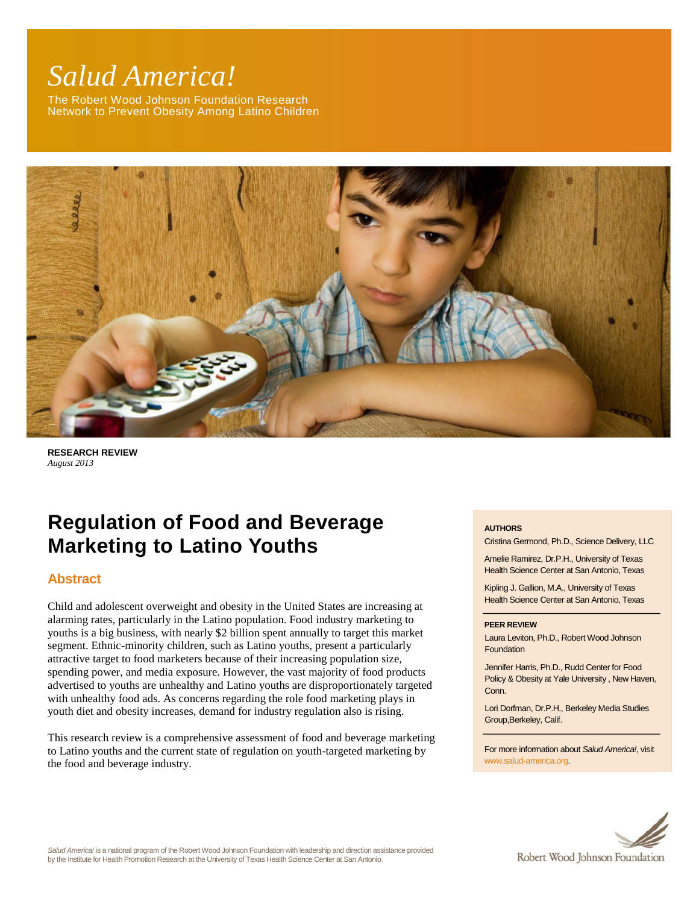# *Salud America!*

The Robert Wood Johnson Foundation Research Network to Prevent Obesity Among Latino Children

**RESEARCH REVIEW**
*August 2013*

# Regulation of Food and Beverage Marketing to Latino Youths

## Abstract

Child and adolescent overweight and obesity in the United States are increasing at alarming rates, particularly in the Latino population. Food industry marketing to youths is a big business, with nearly $2 billion spent annually to target this market segment. Ethnic-minority children, such as Latino youths, present a particularly attractive target to food marketers because of their increasing population size, spending power, and media exposure. However, the vast majority of food products advertised to youths are unhealthy and Latino youths are disproportionately targeted with unhealthy food ads. As concerns regarding the role food marketing plays in youth diet and obesity increases, demand for industry regulation also is rising.

This research review is a comprehensive assessment of food and beverage marketing to Latino youths and the current state of regulation on youth-targeted marketing by the food and beverage industry.

**AUTHORS**

Cristina Germond, Ph.D., Science Delivery, LLC

Amelie Ramirez, Dr.P.H., University of Texas Health Science Center at San Antonio, Texas

Kipling J. Gallion, M.A., University of Texas Health Science Center at San Antonio, Texas

**PEER REVIEW**

Laura Leviton, Ph.D., Robert Wood Johnson Foundation

Jennifer Harris, Ph.D., Rudd Center for Food Policy & Obesity at Yale University , New Haven, Conn.

Lori Dorfman, Dr.P.H., Berkeley Media Studies Group,Berkeley, Calif.

For more information about *Salud America!*, visit www.salud-america.org.

*Salud America!* is a national program of the Robert Wood Johnson Foundation with leadership and direction assistance provided by the Institute for Health Promotion Research at the University of Texas Health Science Center at San Antonio.

Robert Wood Johnson Foundation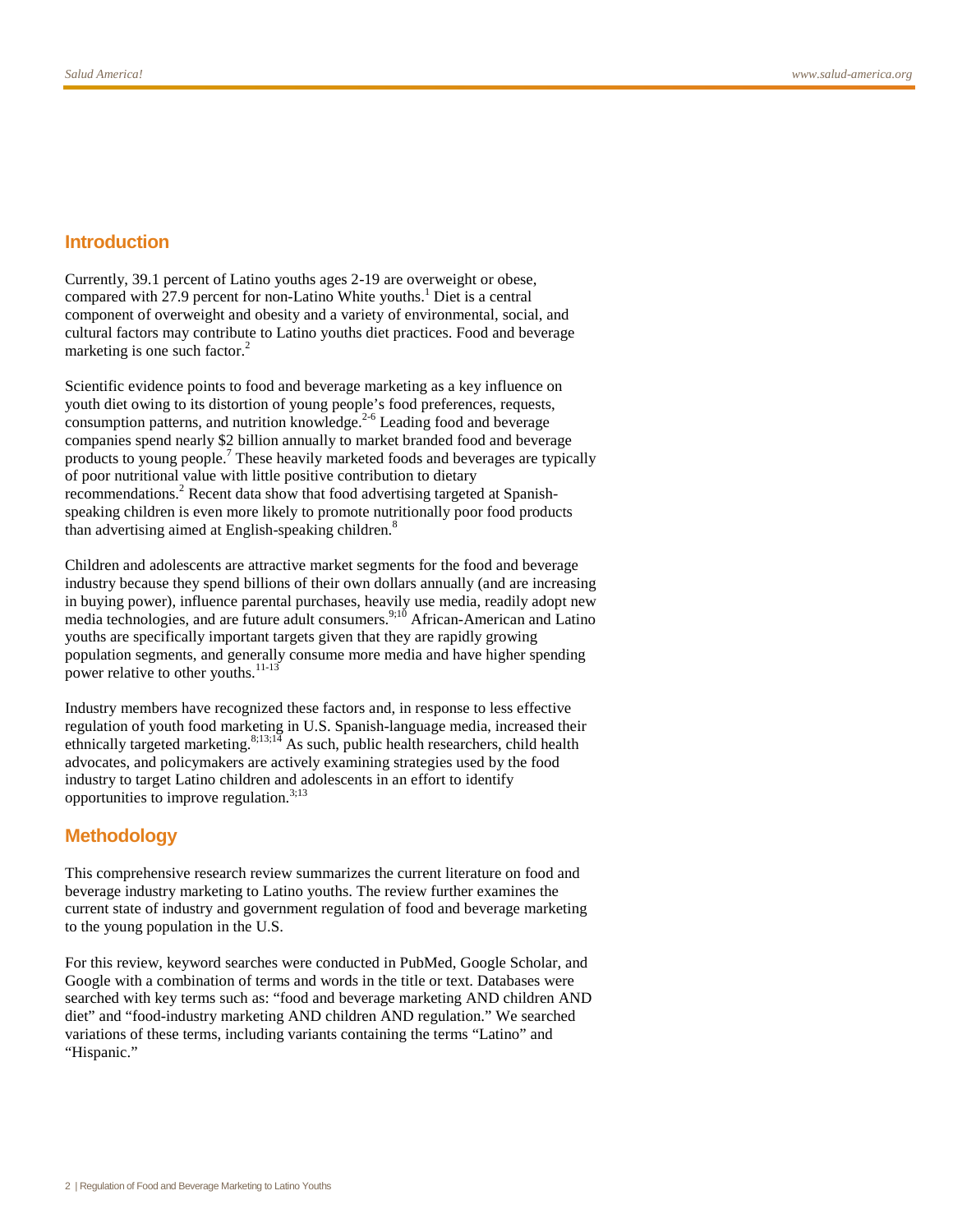## Introduction

Currently, 39.1 percent of Latino youths ages 2-19 are overweight or obese, compared with 27.9 percent for non-Latino White youths.[1] Diet is a central component of overweight and obesity and a variety of environmental, social, and cultural factors may contribute to Latino youths diet practices. Food and beverage marketing is one such factor.[2]

Scientific evidence points to food and beverage marketing as a key influence on youth diet owing to its distortion of young people's food preferences, requests, consumption patterns, and nutrition knowledge.[2-6] Leading food and beverage companies spend nearly $2 billion annually to market branded food and beverage products to young people.[7] These heavily marketed foods and beverages are typically of poor nutritional value with little positive contribution to dietary recommendations.[2] Recent data show that food advertising targeted at Spanish-speaking children is even more likely to promote nutritionally poor food products than advertising aimed at English-speaking children.[8]

Children and adolescents are attractive market segments for the food and beverage industry because they spend billions of their own dollars annually (and are increasing in buying power), influence parental purchases, heavily use media, readily adopt new media technologies, and are future adult consumers.[9;10] African-American and Latino youths are specifically important targets given that they are rapidly growing population segments, and generally consume more media and have higher spending power relative to other youths.[11-13]

Industry members have recognized these factors and, in response to less effective regulation of youth food marketing in U.S. Spanish-language media, increased their ethnically targeted marketing.[8;13;14] As such, public health researchers, child health advocates, and policymakers are actively examining strategies used by the food industry to target Latino children and adolescents in an effort to identify opportunities to improve regulation.[3;13]

## Methodology

This comprehensive research review summarizes the current literature on food and beverage industry marketing to Latino youths. The review further examines the current state of industry and government regulation of food and beverage marketing to the young population in the U.S.

For this review, keyword searches were conducted in PubMed, Google Scholar, and Google with a combination of terms and words in the title or text. Databases were searched with key terms such as: "food and beverage marketing AND children AND diet" and "food-industry marketing AND children AND regulation." We searched variations of these terms, including variants containing the terms "Latino" and "Hispanic."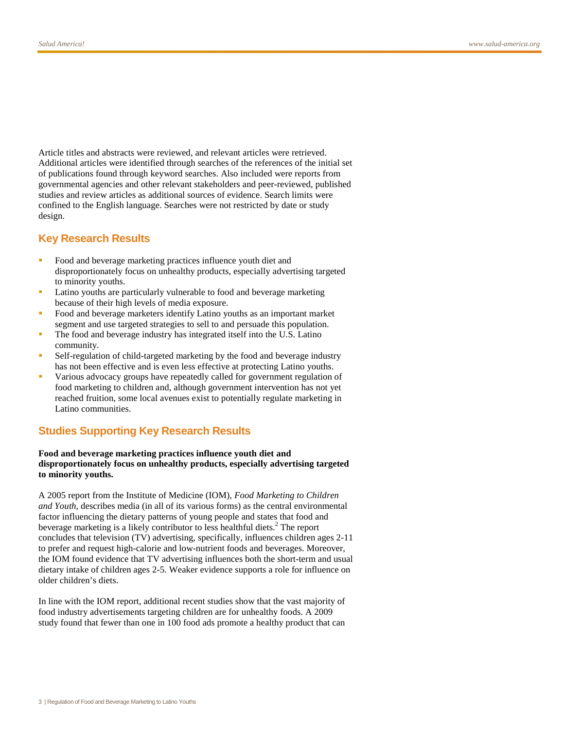Article titles and abstracts were reviewed, and relevant articles were retrieved. Additional articles were identified through searches of the references of the initial set of publications found through keyword searches. Also included were reports from governmental agencies and other relevant stakeholders and peer-reviewed, published studies and review articles as additional sources of evidence. Search limits were confined to the English language. Searches were not restricted by date or study design.

## Key Research Results

- Food and beverage marketing practices influence youth diet and disproportionately focus on unhealthy products, especially advertising targeted to minority youths.
- Latino youths are particularly vulnerable to food and beverage marketing because of their high levels of media exposure.
- Food and beverage marketers identify Latino youths as an important market segment and use targeted strategies to sell to and persuade this population.
- The food and beverage industry has integrated itself into the U.S. Latino community.
- Self-regulation of child-targeted marketing by the food and beverage industry has not been effective and is even less effective at protecting Latino youths.
- Various advocacy groups have repeatedly called for government regulation of food marketing to children and, although government intervention has not yet reached fruition, some local avenues exist to potentially regulate marketing in Latino communities.

## Studies Supporting Key Research Results

**Food and beverage marketing practices influence youth diet and disproportionately focus on unhealthy products, especially advertising targeted to minority youths.**

A 2005 report from the Institute of Medicine (IOM), *Food Marketing to Children and Youth*, describes media (in all of its various forms) as the central environmental factor influencing the dietary patterns of young people and states that food and beverage marketing is a likely contributor to less healthful diets.[2] The report concludes that television (TV) advertising, specifically, influences children ages 2-11 to prefer and request high-calorie and low-nutrient foods and beverages. Moreover, the IOM found evidence that TV advertising influences both the short-term and usual dietary intake of children ages 2-5. Weaker evidence supports a role for influence on older children's diets.

In line with the IOM report, additional recent studies show that the vast majority of food industry advertisements targeting children are for unhealthy foods. A 2009 study found that fewer than one in 100 food ads promote a healthy product that can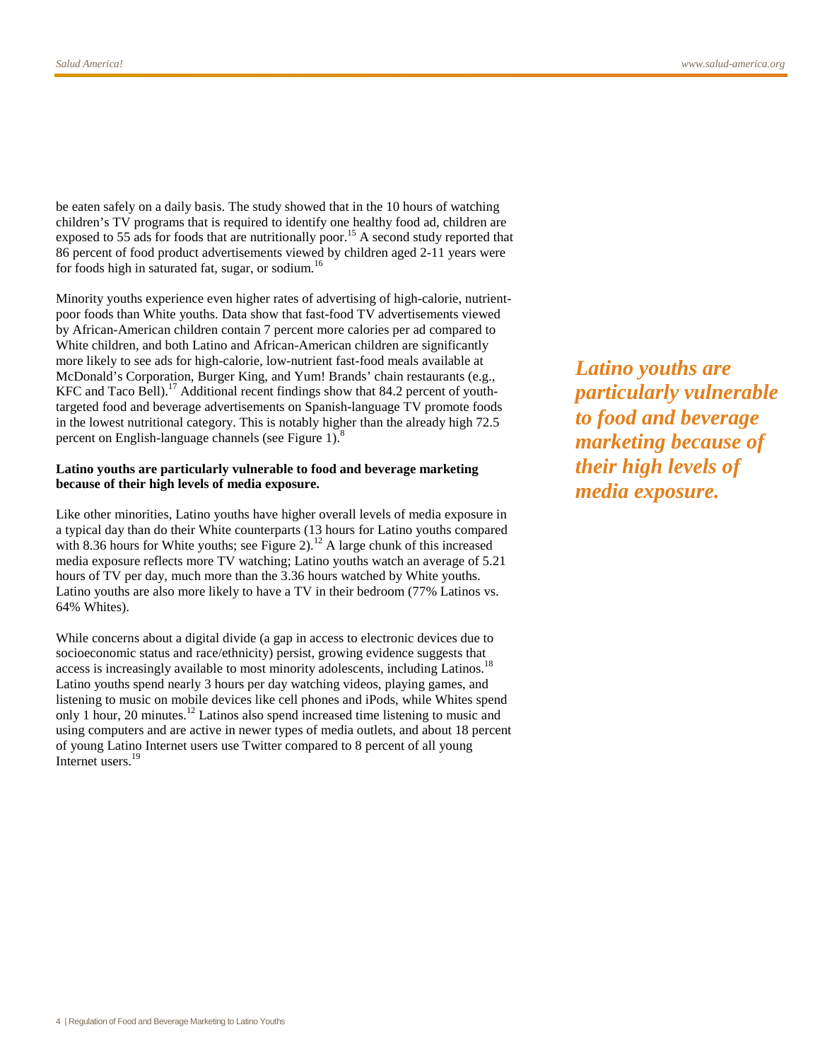be eaten safely on a daily basis. The study showed that in the 10 hours of watching children's TV programs that is required to identify one healthy food ad, children are exposed to 55 ads for foods that are nutritionally poor.[15] A second study reported that 86 percent of food product advertisements viewed by children aged 2-11 years were for foods high in saturated fat, sugar, or sodium.[16]

Minority youths experience even higher rates of advertising of high-calorie, nutrient-poor foods than White youths. Data show that fast-food TV advertisements viewed by African-American children contain 7 percent more calories per ad compared to White children, and both Latino and African-American children are significantly more likely to see ads for high-calorie, low-nutrient fast-food meals available at McDonald's Corporation, Burger King, and Yum! Brands' chain restaurants (e.g., KFC and Taco Bell).[17] Additional recent findings show that 84.2 percent of youth-targeted food and beverage advertisements on Spanish-language TV promote foods in the lowest nutritional category. This is notably higher than the already high 72.5 percent on English-language channels (see Figure 1).[8]

**Latino youths are particularly vulnerable to food and beverage marketing because of their high levels of media exposure.**

Like other minorities, Latino youths have higher overall levels of media exposure in a typical day than do their White counterparts (13 hours for Latino youths compared with 8.36 hours for White youths; see Figure 2).[12] A large chunk of this increased media exposure reflects more TV watching; Latino youths watch an average of 5.21 hours of TV per day, much more than the 3.36 hours watched by White youths. Latino youths are also more likely to have a TV in their bedroom (77% Latinos vs. 64% Whites).

While concerns about a digital divide (a gap in access to electronic devices due to socioeconomic status and race/ethnicity) persist, growing evidence suggests that access is increasingly available to most minority adolescents, including Latinos.[18] Latino youths spend nearly 3 hours per day watching videos, playing games, and listening to music on mobile devices like cell phones and iPods, while Whites spend only 1 hour, 20 minutes.[12] Latinos also spend increased time listening to music and using computers and are active in newer types of media outlets, and about 18 percent of young Latino Internet users use Twitter compared to 8 percent of all young Internet users.[19]

***Latino youths are particularly vulnerable to food and beverage marketing because of their high levels of media exposure.***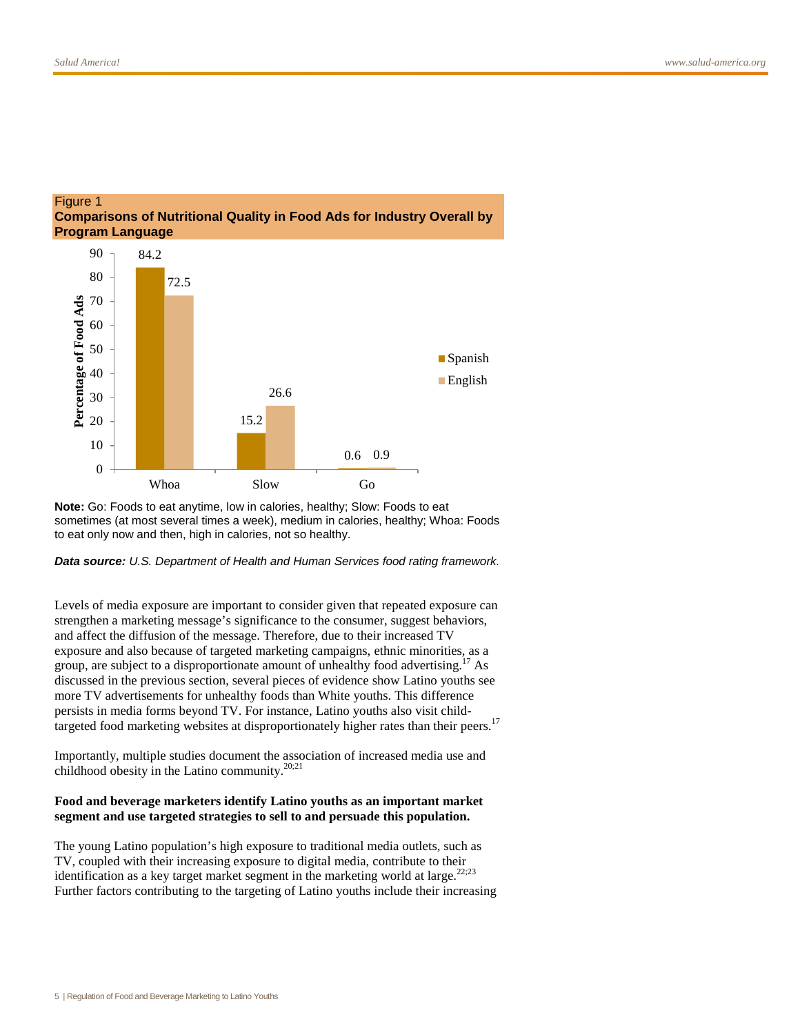Figure 1

**Comparisons of Nutritional Quality in Food Ads for Industry Overall by Program Language**

| | Spanish | English |
|---|---|---|
| Whoa | 84.2 | 72.5 |
| Slow | 15.2 | 26.6 |
| Go | 0.6 | 0.9 |

**Note:** Go: Foods to eat anytime, low in calories, healthy; Slow: Foods to eat sometimes (at most several times a week), medium in calories, healthy; Whoa: Foods to eat only now and then, high in calories, not so healthy.

***Data source:*** *U.S. Department of Health and Human Services food rating framework.*

Levels of media exposure are important to consider given that repeated exposure can strengthen a marketing message's significance to the consumer, suggest behaviors, and affect the diffusion of the message. Therefore, due to their increased TV exposure and also because of targeted marketing campaigns, ethnic minorities, as a group, are subject to a disproportionate amount of unhealthy food advertising.[17] As discussed in the previous section, several pieces of evidence show Latino youths see more TV advertisements for unhealthy foods than White youths. This difference persists in media forms beyond TV. For instance, Latino youths also visit child-targeted food marketing websites at disproportionately higher rates than their peers.[17]

Importantly, multiple studies document the association of increased media use and childhood obesity in the Latino community.[20;21]

**Food and beverage marketers identify Latino youths as an important market segment and use targeted strategies to sell to and persuade this population.**

The young Latino population's high exposure to traditional media outlets, such as TV, coupled with their increasing exposure to digital media, contribute to their identification as a key target market segment in the marketing world at large.[22;23] Further factors contributing to the targeting of Latino youths include their increasing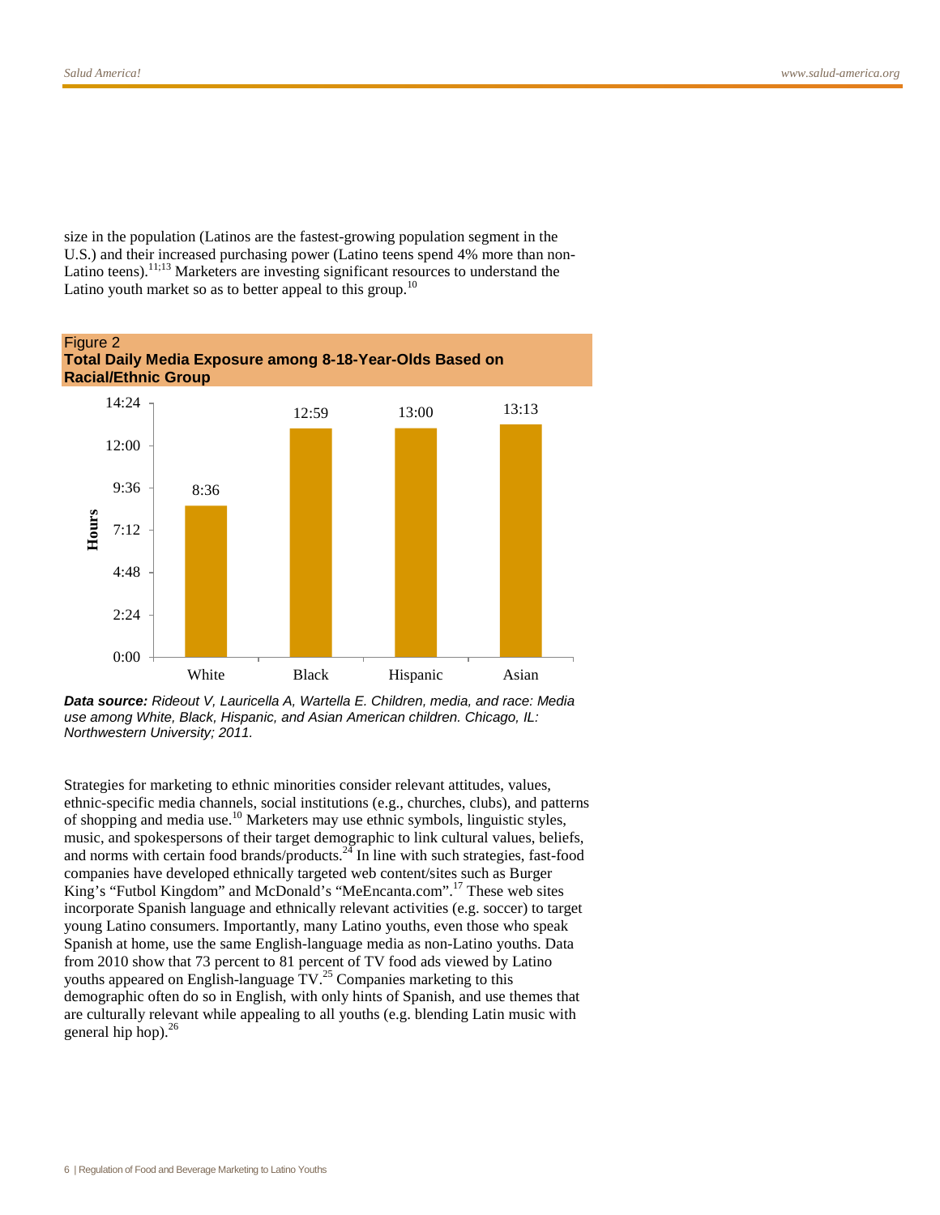size in the population (Latinos are the fastest-growing population segment in the U.S.) and their increased purchasing power (Latino teens spend 4% more than non-Latino teens).[11;13] Marketers are investing significant resources to understand the Latino youth market so as to better appeal to this group.[10]

Figure 2
**Total Daily Media Exposure among 8-18-Year-Olds Based on Racial/Ethnic Group**

| Racial/Ethnic Group | Hours |
|---|---|
| White | 8:36 |
| Black | 12:59 |
| Hispanic | 13:00 |
| Asian | 13:13 |

***Data source:*** *Rideout V, Lauricella A, Wartella E. Children, media, and race: Media use among White, Black, Hispanic, and Asian American children. Chicago, IL: Northwestern University; 2011.*

Strategies for marketing to ethnic minorities consider relevant attitudes, values, ethnic-specific media channels, social institutions (e.g., churches, clubs), and patterns of shopping and media use.[10] Marketers may use ethnic symbols, linguistic styles, music, and spokespersons of their target demographic to link cultural values, beliefs, and norms with certain food brands/products.[24] In line with such strategies, fast-food companies have developed ethnically targeted web content/sites such as Burger King's "Futbol Kingdom" and McDonald's "MeEncanta.com".[17] These web sites incorporate Spanish language and ethnically relevant activities (e.g. soccer) to target young Latino consumers. Importantly, many Latino youths, even those who speak Spanish at home, use the same English-language media as non-Latino youths. Data from 2010 show that 73 percent to 81 percent of TV food ads viewed by Latino youths appeared on English-language TV.[25] Companies marketing to this demographic often do so in English, with only hints of Spanish, and use themes that are culturally relevant while appealing to all youths (e.g. blending Latin music with general hip hop).[26]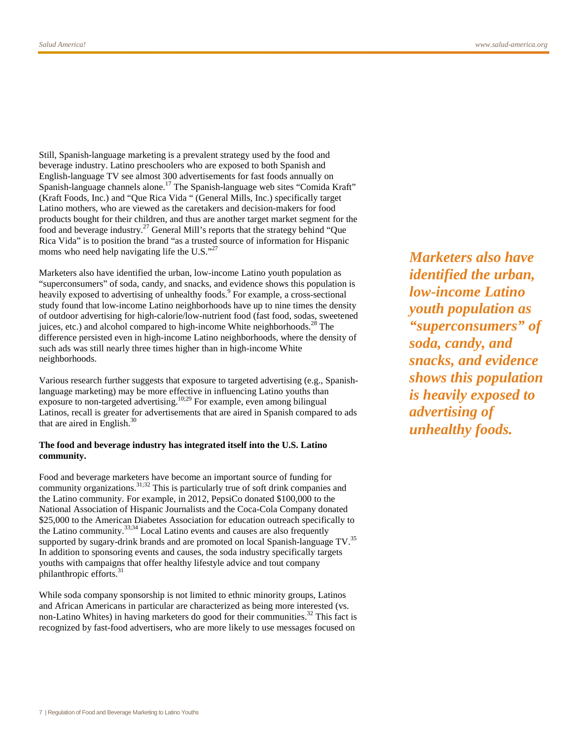Still, Spanish-language marketing is a prevalent strategy used by the food and beverage industry. Latino preschoolers who are exposed to both Spanish and English-language TV see almost 300 advertisements for fast foods annually on Spanish-language channels alone.[17] The Spanish-language web sites "Comida Kraft" (Kraft Foods, Inc.) and "Que Rica Vida " (General Mills, Inc.) specifically target Latino mothers, who are viewed as the caretakers and decision-makers for food products bought for their children, and thus are another target market segment for the food and beverage industry.[27] General Mill's reports that the strategy behind "Que Rica Vida" is to position the brand "as a trusted source of information for Hispanic moms who need help navigating life the U.S."[27]

Marketers also have identified the urban, low-income Latino youth population as "superconsumers" of soda, candy, and snacks, and evidence shows this population is heavily exposed to advertising of unhealthy foods.[9] For example, a cross-sectional study found that low-income Latino neighborhoods have up to nine times the density of outdoor advertising for high-calorie/low-nutrient food (fast food, sodas, sweetened juices, etc.) and alcohol compared to high-income White neighborhoods.[28] The difference persisted even in high-income Latino neighborhoods, where the density of such ads was still nearly three times higher than in high-income White neighborhoods.

*Marketers also have identified the urban, low-income Latino youth population as "superconsumers" of soda, candy, and snacks, and evidence shows this population is heavily exposed to advertising of unhealthy foods.*

Various research further suggests that exposure to targeted advertising (e.g., Spanish-language marketing) may be more effective in influencing Latino youths than exposure to non-targeted advertising.[10;29] For example, even among bilingual Latinos, recall is greater for advertisements that are aired in Spanish compared to ads that are aired in English.[30]

**The food and beverage industry has integrated itself into the U.S. Latino community.**

Food and beverage marketers have become an important source of funding for community organizations.[31;32] This is particularly true of soft drink companies and the Latino community. For example, in 2012, PepsiCo donated $100,000 to the National Association of Hispanic Journalists and the Coca-Cola Company donated $25,000 to the American Diabetes Association for education outreach specifically to the Latino community.[33;34] Local Latino events and causes are also frequently supported by sugary-drink brands and are promoted on local Spanish-language TV.[35] In addition to sponsoring events and causes, the soda industry specifically targets youths with campaigns that offer healthy lifestyle advice and tout company philanthropic efforts.[31]

While soda company sponsorship is not limited to ethnic minority groups, Latinos and African Americans in particular are characterized as being more interested (vs. non-Latino Whites) in having marketers do good for their communities.[32] This fact is recognized by fast-food advertisers, who are more likely to use messages focused on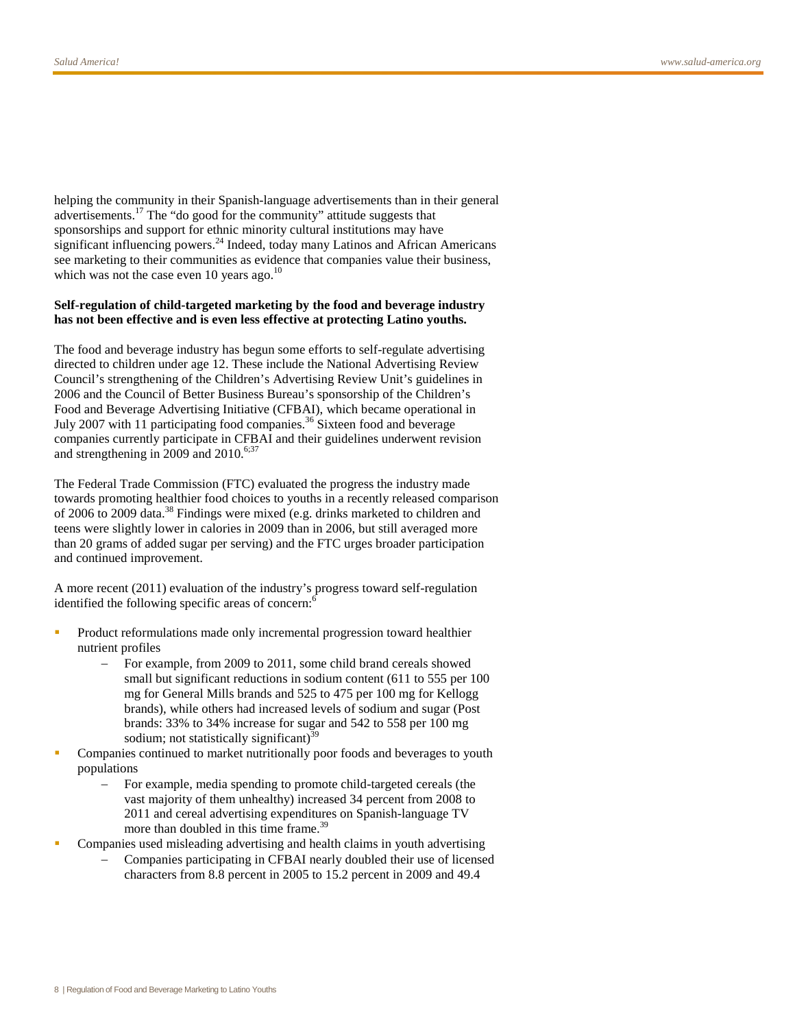helping the community in their Spanish-language advertisements than in their general advertisements.[17] The "do good for the community" attitude suggests that sponsorships and support for ethnic minority cultural institutions may have significant influencing powers.[24] Indeed, today many Latinos and African Americans see marketing to their communities as evidence that companies value their business, which was not the case even 10 years ago.[10]

**Self-regulation of child-targeted marketing by the food and beverage industry has not been effective and is even less effective at protecting Latino youths.**

The food and beverage industry has begun some efforts to self-regulate advertising directed to children under age 12. These include the National Advertising Review Council's strengthening of the Children's Advertising Review Unit's guidelines in 2006 and the Council of Better Business Bureau's sponsorship of the Children's Food and Beverage Advertising Initiative (CFBAI), which became operational in July 2007 with 11 participating food companies.[36] Sixteen food and beverage companies currently participate in CFBAI and their guidelines underwent revision and strengthening in 2009 and 2010.[6;37]

The Federal Trade Commission (FTC) evaluated the progress the industry made towards promoting healthier food choices to youths in a recently released comparison of 2006 to 2009 data.[38] Findings were mixed (e.g. drinks marketed to children and teens were slightly lower in calories in 2009 than in 2006, but still averaged more than 20 grams of added sugar per serving) and the FTC urges broader participation and continued improvement.

A more recent (2011) evaluation of the industry's progress toward self-regulation identified the following specific areas of concern:[6]

- Product reformulations made only incremental progression toward healthier nutrient profiles
  - For example, from 2009 to 2011, some child brand cereals showed small but significant reductions in sodium content (611 to 555 per 100 mg for General Mills brands and 525 to 475 per 100 mg for Kellogg brands), while others had increased levels of sodium and sugar (Post brands: 33% to 34% increase for sugar and 542 to 558 per 100 mg sodium; not statistically significant)[39]
- Companies continued to market nutritionally poor foods and beverages to youth populations
  - For example, media spending to promote child-targeted cereals (the vast majority of them unhealthy) increased 34 percent from 2008 to 2011 and cereal advertising expenditures on Spanish-language TV more than doubled in this time frame.[39]
- Companies used misleading advertising and health claims in youth advertising
  - Companies participating in CFBAI nearly doubled their use of licensed characters from 8.8 percent in 2005 to 15.2 percent in 2009 and 49.4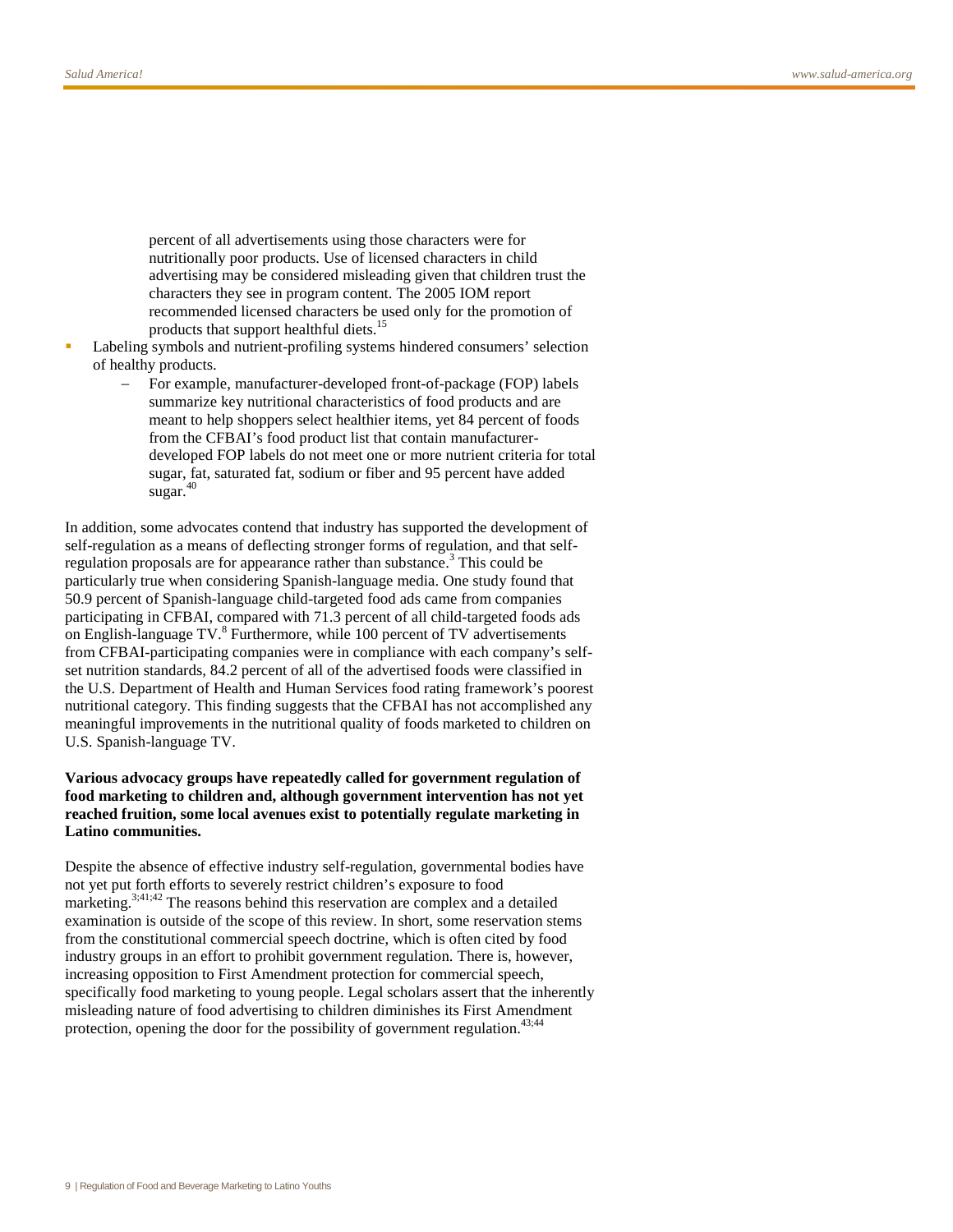percent of all advertisements using those characters were for nutritionally poor products. Use of licensed characters in child advertising may be considered misleading given that children trust the characters they see in program content. The 2005 IOM report recommended licensed characters be used only for the promotion of products that support healthful diets.[15]

- Labeling symbols and nutrient-profiling systems hindered consumers' selection of healthy products.
  - For example, manufacturer-developed front-of-package (FOP) labels summarize key nutritional characteristics of food products and are meant to help shoppers select healthier items, yet 84 percent of foods from the CFBAI's food product list that contain manufacturer-developed FOP labels do not meet one or more nutrient criteria for total sugar, fat, saturated fat, sodium or fiber and 95 percent have added sugar.[40]

In addition, some advocates contend that industry has supported the development of self-regulation as a means of deflecting stronger forms of regulation, and that self-regulation proposals are for appearance rather than substance.[3] This could be particularly true when considering Spanish-language media. One study found that 50.9 percent of Spanish-language child-targeted food ads came from companies participating in CFBAI, compared with 71.3 percent of all child-targeted foods ads on English-language TV.[8] Furthermore, while 100 percent of TV advertisements from CFBAI-participating companies were in compliance with each company's self-set nutrition standards, 84.2 percent of all of the advertised foods were classified in the U.S. Department of Health and Human Services food rating framework's poorest nutritional category. This finding suggests that the CFBAI has not accomplished any meaningful improvements in the nutritional quality of foods marketed to children on U.S. Spanish-language TV.

**Various advocacy groups have repeatedly called for government regulation of food marketing to children and, although government intervention has not yet reached fruition, some local avenues exist to potentially regulate marketing in Latino communities.**

Despite the absence of effective industry self-regulation, governmental bodies have not yet put forth efforts to severely restrict children's exposure to food marketing.[3;41;42] The reasons behind this reservation are complex and a detailed examination is outside of the scope of this review. In short, some reservation stems from the constitutional commercial speech doctrine, which is often cited by food industry groups in an effort to prohibit government regulation. There is, however, increasing opposition to First Amendment protection for commercial speech, specifically food marketing to young people. Legal scholars assert that the inherently misleading nature of food advertising to children diminishes its First Amendment protection, opening the door for the possibility of government regulation.[43;44]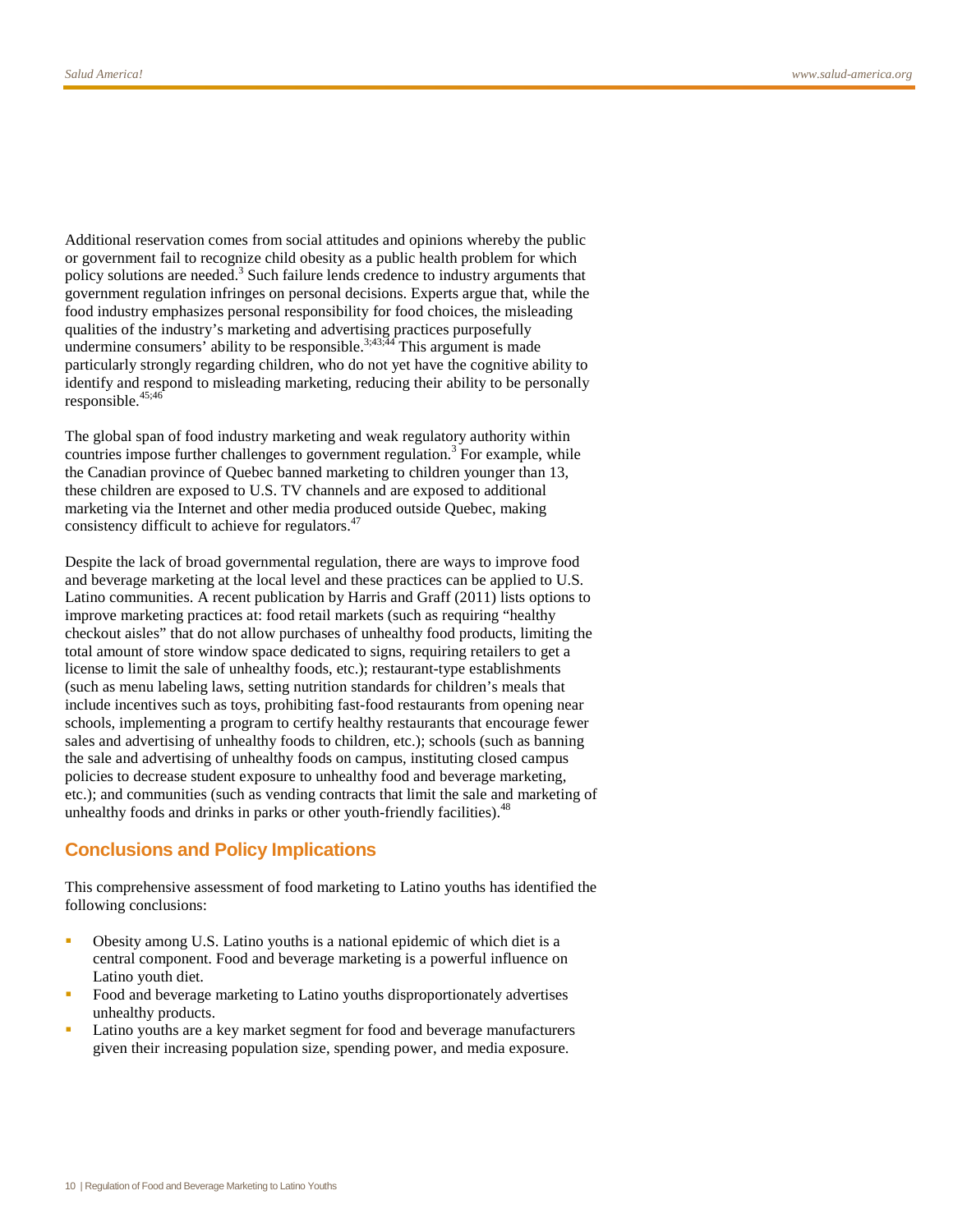Additional reservation comes from social attitudes and opinions whereby the public or government fail to recognize child obesity as a public health problem for which policy solutions are needed.[3] Such failure lends credence to industry arguments that government regulation infringes on personal decisions. Experts argue that, while the food industry emphasizes personal responsibility for food choices, the misleading qualities of the industry's marketing and advertising practices purposefully undermine consumers' ability to be responsible.[3;43;44] This argument is made particularly strongly regarding children, who do not yet have the cognitive ability to identify and respond to misleading marketing, reducing their ability to be personally responsible.[45;46]

The global span of food industry marketing and weak regulatory authority within countries impose further challenges to government regulation.[3] For example, while the Canadian province of Quebec banned marketing to children younger than 13, these children are exposed to U.S. TV channels and are exposed to additional marketing via the Internet and other media produced outside Quebec, making consistency difficult to achieve for regulators.[47]

Despite the lack of broad governmental regulation, there are ways to improve food and beverage marketing at the local level and these practices can be applied to U.S. Latino communities. A recent publication by Harris and Graff (2011) lists options to improve marketing practices at: food retail markets (such as requiring "healthy checkout aisles" that do not allow purchases of unhealthy food products, limiting the total amount of store window space dedicated to signs, requiring retailers to get a license to limit the sale of unhealthy foods, etc.); restaurant-type establishments (such as menu labeling laws, setting nutrition standards for children's meals that include incentives such as toys, prohibiting fast-food restaurants from opening near schools, implementing a program to certify healthy restaurants that encourage fewer sales and advertising of unhealthy foods to children, etc.); schools (such as banning the sale and advertising of unhealthy foods on campus, instituting closed campus policies to decrease student exposure to unhealthy food and beverage marketing, etc.); and communities (such as vending contracts that limit the sale and marketing of unhealthy foods and drinks in parks or other youth-friendly facilities).[48]

## Conclusions and Policy Implications

This comprehensive assessment of food marketing to Latino youths has identified the following conclusions:

- Obesity among U.S. Latino youths is a national epidemic of which diet is a central component. Food and beverage marketing is a powerful influence on Latino youth diet.
- Food and beverage marketing to Latino youths disproportionately advertises unhealthy products.
- Latino youths are a key market segment for food and beverage manufacturers given their increasing population size, spending power, and media exposure.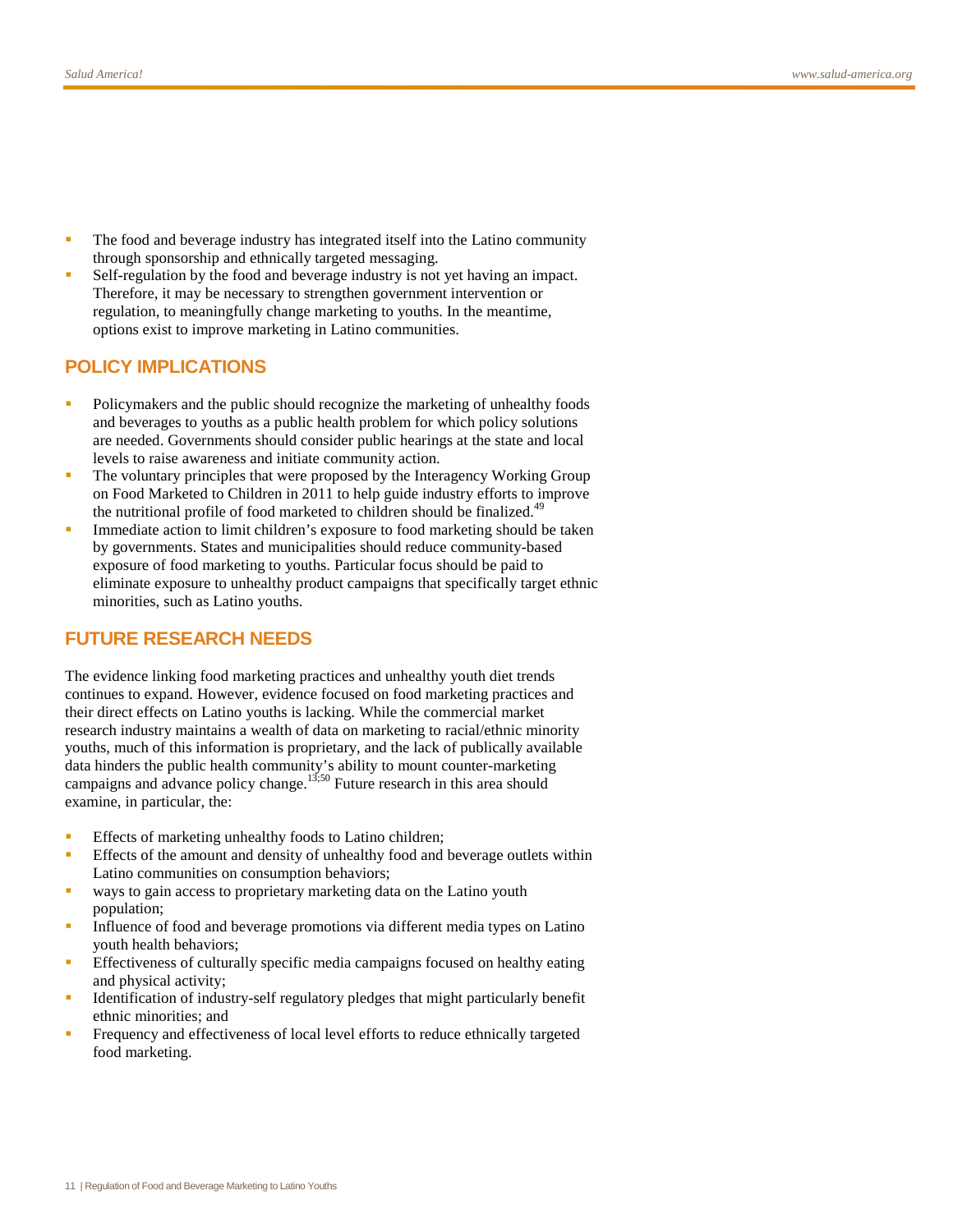- The food and beverage industry has integrated itself into the Latino community through sponsorship and ethnically targeted messaging.
- Self-regulation by the food and beverage industry is not yet having an impact. Therefore, it may be necessary to strengthen government intervention or regulation, to meaningfully change marketing to youths. In the meantime, options exist to improve marketing in Latino communities.

## POLICY IMPLICATIONS

- Policymakers and the public should recognize the marketing of unhealthy foods and beverages to youths as a public health problem for which policy solutions are needed. Governments should consider public hearings at the state and local levels to raise awareness and initiate community action.
- The voluntary principles that were proposed by the Interagency Working Group on Food Marketed to Children in 2011 to help guide industry efforts to improve the nutritional profile of food marketed to children should be finalized.[49]
- Immediate action to limit children's exposure to food marketing should be taken by governments. States and municipalities should reduce community-based exposure of food marketing to youths. Particular focus should be paid to eliminate exposure to unhealthy product campaigns that specifically target ethnic minorities, such as Latino youths.

## FUTURE RESEARCH NEEDS

The evidence linking food marketing practices and unhealthy youth diet trends continues to expand. However, evidence focused on food marketing practices and their direct effects on Latino youths is lacking. While the commercial market research industry maintains a wealth of data on marketing to racial/ethnic minority youths, much of this information is proprietary, and the lack of publically available data hinders the public health community's ability to mount counter-marketing campaigns and advance policy change.[13;50] Future research in this area should examine, in particular, the:

- Effects of marketing unhealthy foods to Latino children;
- Effects of the amount and density of unhealthy food and beverage outlets within Latino communities on consumption behaviors;
- ways to gain access to proprietary marketing data on the Latino youth population;
- Influence of food and beverage promotions via different media types on Latino youth health behaviors;
- Effectiveness of culturally specific media campaigns focused on healthy eating and physical activity;
- Identification of industry-self regulatory pledges that might particularly benefit ethnic minorities; and
- Frequency and effectiveness of local level efforts to reduce ethnically targeted food marketing.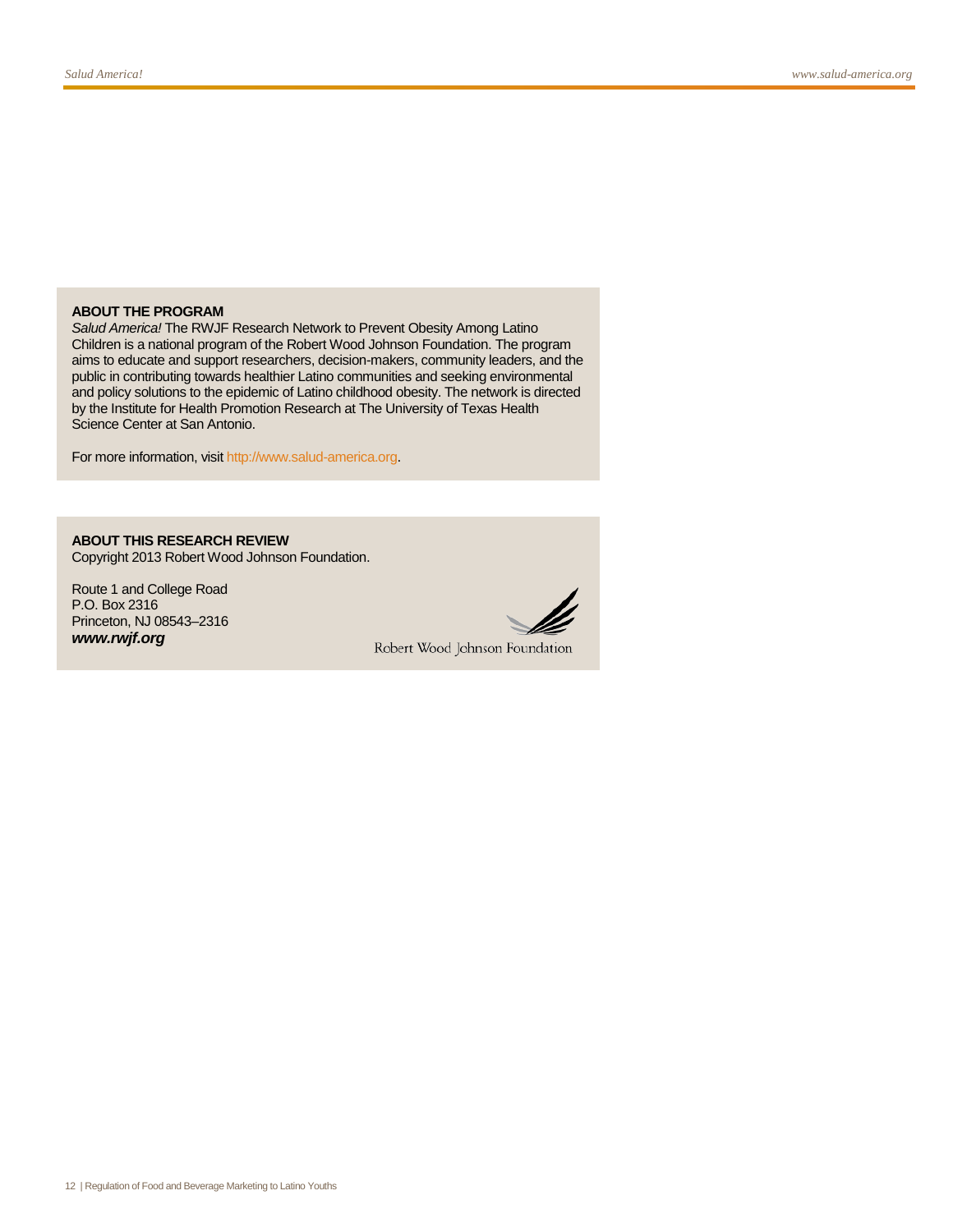**ABOUT THE PROGRAM**

*Salud America!* The RWJF Research Network to Prevent Obesity Among Latino Children is a national program of the Robert Wood Johnson Foundation. The program aims to educate and support researchers, decision-makers, community leaders, and the public in contributing towards healthier Latino communities and seeking environmental and policy solutions to the epidemic of Latino childhood obesity. The network is directed by the Institute for Health Promotion Research at The University of Texas Health Science Center at San Antonio.

For more information, visit http://www.salud-america.org.

**ABOUT THIS RESEARCH REVIEW**

Copyright 2013 Robert Wood Johnson Foundation.

Route 1 and College Road
P.O. Box 2316
Princeton, NJ 08543–2316
***www.rwjf.org***

Robert Wood Johnson Foundation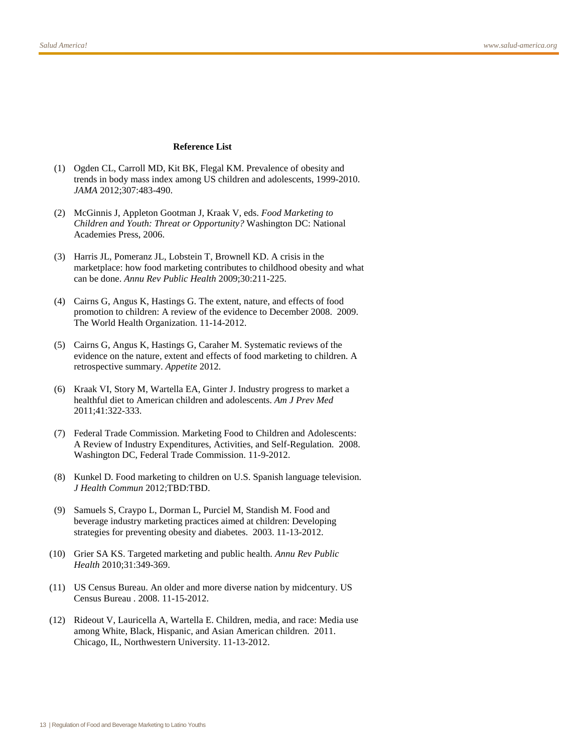**Reference List**

(1) Ogden CL, Carroll MD, Kit BK, Flegal KM. Prevalence of obesity and trends in body mass index among US children and adolescents, 1999-2010. *JAMA* 2012;307:483-490.

(2) McGinnis J, Appleton Gootman J, Kraak V, eds. *Food Marketing to Children and Youth: Threat or Opportunity?* Washington DC: National Academies Press, 2006.

(3) Harris JL, Pomeranz JL, Lobstein T, Brownell KD. A crisis in the marketplace: how food marketing contributes to childhood obesity and what can be done. *Annu Rev Public Health* 2009;30:211-225.

(4) Cairns G, Angus K, Hastings G. The extent, nature, and effects of food promotion to children: A review of the evidence to December 2008. 2009. The World Health Organization. 11-14-2012.

(5) Cairns G, Angus K, Hastings G, Caraher M. Systematic reviews of the evidence on the nature, extent and effects of food marketing to children. A retrospective summary. *Appetite* 2012.

(6) Kraak VI, Story M, Wartella EA, Ginter J. Industry progress to market a healthful diet to American children and adolescents. *Am J Prev Med* 2011;41:322-333.

(7) Federal Trade Commission. Marketing Food to Children and Adolescents: A Review of Industry Expenditures, Activities, and Self-Regulation. 2008. Washington DC, Federal Trade Commission. 11-9-2012.

(8) Kunkel D. Food marketing to children on U.S. Spanish language television. *J Health Commun* 2012;TBD:TBD.

(9) Samuels S, Craypo L, Dorman L, Purciel M, Standish M. Food and beverage industry marketing practices aimed at children: Developing strategies for preventing obesity and diabetes. 2003. 11-13-2012.

(10) Grier SA KS. Targeted marketing and public health. *Annu Rev Public Health* 2010;31:349-369.

(11) US Census Bureau. An older and more diverse nation by midcentury. US Census Bureau . 2008. 11-15-2012.

(12) Rideout V, Lauricella A, Wartella E. Children, media, and race: Media use among White, Black, Hispanic, and Asian American children. 2011. Chicago, IL, Northwestern University. 11-13-2012.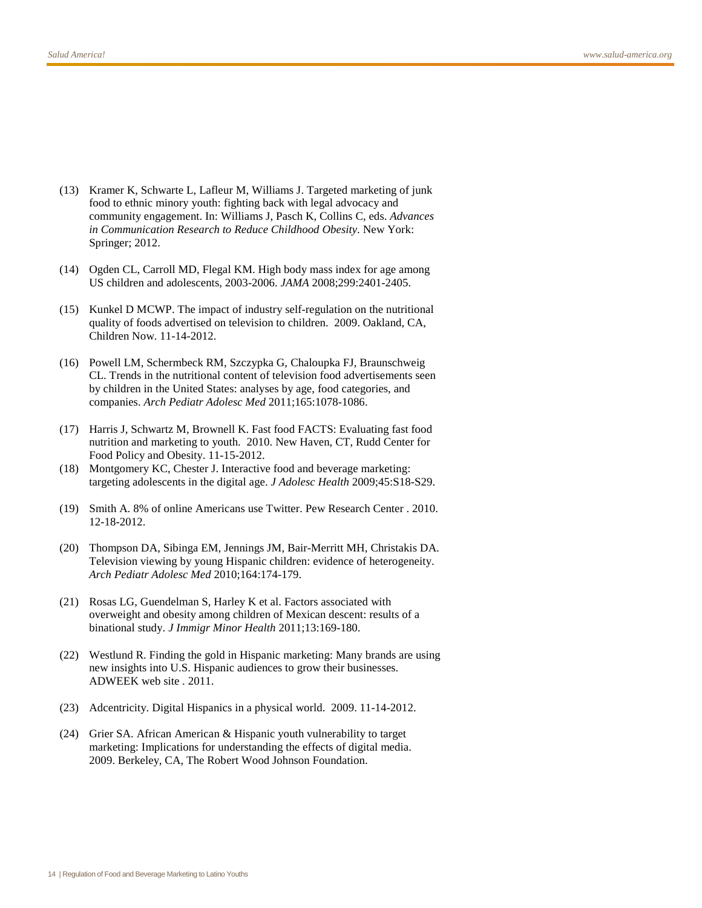(13) Kramer K, Schwarte L, Lafleur M, Williams J. Targeted marketing of junk food to ethnic minory youth: fighting back with legal advocacy and community engagement. In: Williams J, Pasch K, Collins C, eds. *Advances in Communication Research to Reduce Childhood Obesity*. New York: Springer; 2012.

(14) Ogden CL, Carroll MD, Flegal KM. High body mass index for age among US children and adolescents, 2003-2006. *JAMA* 2008;299:2401-2405.

(15) Kunkel D MCWP. The impact of industry self-regulation on the nutritional quality of foods advertised on television to children. 2009. Oakland, CA, Children Now. 11-14-2012.

(16) Powell LM, Schermbeck RM, Szczypka G, Chaloupka FJ, Braunschweig CL. Trends in the nutritional content of television food advertisements seen by children in the United States: analyses by age, food categories, and companies. *Arch Pediatr Adolesc Med* 2011;165:1078-1086.

(17) Harris J, Schwartz M, Brownell K. Fast food FACTS: Evaluating fast food nutrition and marketing to youth. 2010. New Haven, CT, Rudd Center for Food Policy and Obesity. 11-15-2012.

(18) Montgomery KC, Chester J. Interactive food and beverage marketing: targeting adolescents in the digital age. *J Adolesc Health* 2009;45:S18-S29.

(19) Smith A. 8% of online Americans use Twitter. Pew Research Center . 2010. 12-18-2012.

(20) Thompson DA, Sibinga EM, Jennings JM, Bair-Merritt MH, Christakis DA. Television viewing by young Hispanic children: evidence of heterogeneity. *Arch Pediatr Adolesc Med* 2010;164:174-179.

(21) Rosas LG, Guendelman S, Harley K et al. Factors associated with overweight and obesity among children of Mexican descent: results of a binational study. *J Immigr Minor Health* 2011;13:169-180.

(22) Westlund R. Finding the gold in Hispanic marketing: Many brands are using new insights into U.S. Hispanic audiences to grow their businesses. ADWEEK web site . 2011.

(23) Adcentricity. Digital Hispanics in a physical world. 2009. 11-14-2012.

(24) Grier SA. African American & Hispanic youth vulnerability to target marketing: Implications for understanding the effects of digital media. 2009. Berkeley, CA, The Robert Wood Johnson Foundation.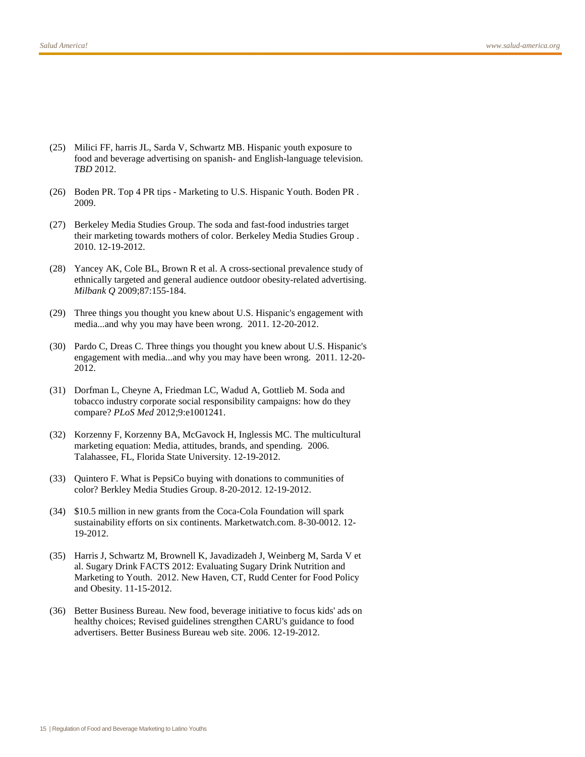(25) Milici FF, harris JL, Sarda V, Schwartz MB. Hispanic youth exposure to food and beverage advertising on spanish- and English-language television. *TBD* 2012.

(26) Boden PR. Top 4 PR tips - Marketing to U.S. Hispanic Youth. Boden PR . 2009.

(27) Berkeley Media Studies Group. The soda and fast-food industries target their marketing towards mothers of color. Berkeley Media Studies Group . 2010. 12-19-2012.

(28) Yancey AK, Cole BL, Brown R et al. A cross-sectional prevalence study of ethnically targeted and general audience outdoor obesity-related advertising. *Milbank Q* 2009;87:155-184.

(29) Three things you thought you knew about U.S. Hispanic's engagement with media...and why you may have been wrong. 2011. 12-20-2012.

(30) Pardo C, Dreas C. Three things you thought you knew about U.S. Hispanic's engagement with media...and why you may have been wrong. 2011. 12-20-2012.

(31) Dorfman L, Cheyne A, Friedman LC, Wadud A, Gottlieb M. Soda and tobacco industry corporate social responsibility campaigns: how do they compare? *PLoS Med* 2012;9:e1001241.

(32) Korzenny F, Korzenny BA, McGavock H, Inglessis MC. The multicultural marketing equation: Media, attitudes, brands, and spending. 2006. Talahassee, FL, Florida State University. 12-19-2012.

(33) Quintero F. What is PepsiCo buying with donations to communities of color? Berkley Media Studies Group. 8-20-2012. 12-19-2012.

(34) $10.5 million in new grants from the Coca-Cola Foundation will spark sustainability efforts on six continents. Marketwatch.com. 8-30-0012. 12-19-2012.

(35) Harris J, Schwartz M, Brownell K, Javadizadeh J, Weinberg M, Sarda V et al. Sugary Drink FACTS 2012: Evaluating Sugary Drink Nutrition and Marketing to Youth. 2012. New Haven, CT, Rudd Center for Food Policy and Obesity. 11-15-2012.

(36) Better Business Bureau. New food, beverage initiative to focus kids' ads on healthy choices; Revised guidelines strengthen CARU's guidance to food advertisers. Better Business Bureau web site. 2006. 12-19-2012.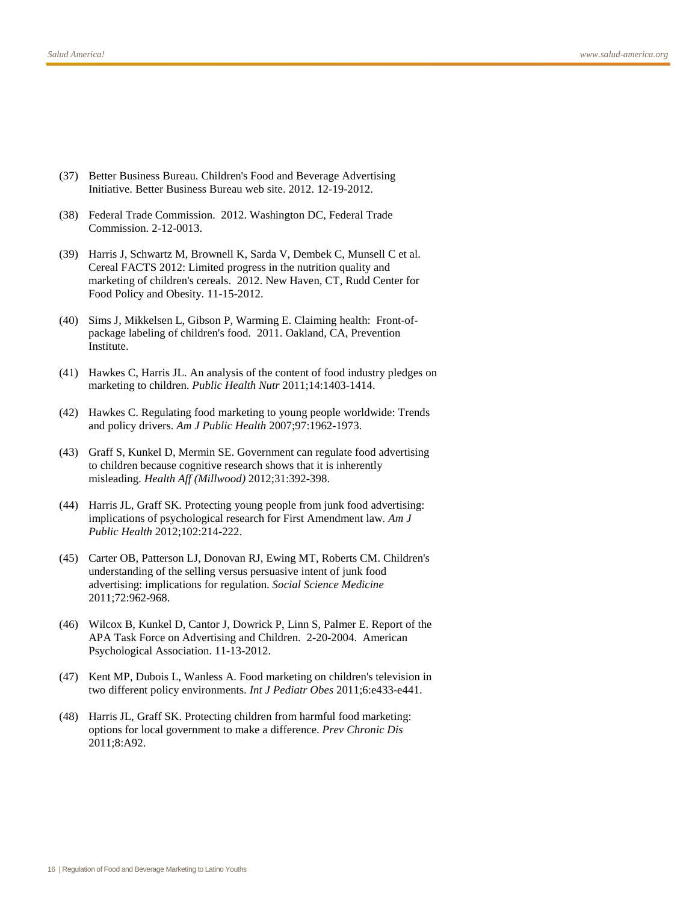(37) Better Business Bureau. Children's Food and Beverage Advertising Initiative. Better Business Bureau web site. 2012. 12-19-2012.

(38) Federal Trade Commission. 2012. Washington DC, Federal Trade Commission. 2-12-0013.

(39) Harris J, Schwartz M, Brownell K, Sarda V, Dembek C, Munsell C et al. Cereal FACTS 2012: Limited progress in the nutrition quality and marketing of children's cereals. 2012. New Haven, CT, Rudd Center for Food Policy and Obesity. 11-15-2012.

(40) Sims J, Mikkelsen L, Gibson P, Warming E. Claiming health: Front-of-package labeling of children's food. 2011. Oakland, CA, Prevention Institute.

(41) Hawkes C, Harris JL. An analysis of the content of food industry pledges on marketing to children. *Public Health Nutr* 2011;14:1403-1414.

(42) Hawkes C. Regulating food marketing to young people worldwide: Trends and policy drivers. *Am J Public Health* 2007;97:1962-1973.

(43) Graff S, Kunkel D, Mermin SE. Government can regulate food advertising to children because cognitive research shows that it is inherently misleading. *Health Aff (Millwood)* 2012;31:392-398.

(44) Harris JL, Graff SK. Protecting young people from junk food advertising: implications of psychological research for First Amendment law. *Am J Public Health* 2012;102:214-222.

(45) Carter OB, Patterson LJ, Donovan RJ, Ewing MT, Roberts CM. Children's understanding of the selling versus persuasive intent of junk food advertising: implications for regulation. *Social Science Medicine* 2011;72:962-968.

(46) Wilcox B, Kunkel D, Cantor J, Dowrick P, Linn S, Palmer E. Report of the APA Task Force on Advertising and Children. 2-20-2004. American Psychological Association. 11-13-2012.

(47) Kent MP, Dubois L, Wanless A. Food marketing on children's television in two different policy environments. *Int J Pediatr Obes* 2011;6:e433-e441.

(48) Harris JL, Graff SK. Protecting children from harmful food marketing: options for local government to make a difference. *Prev Chronic Dis* 2011;8:A92.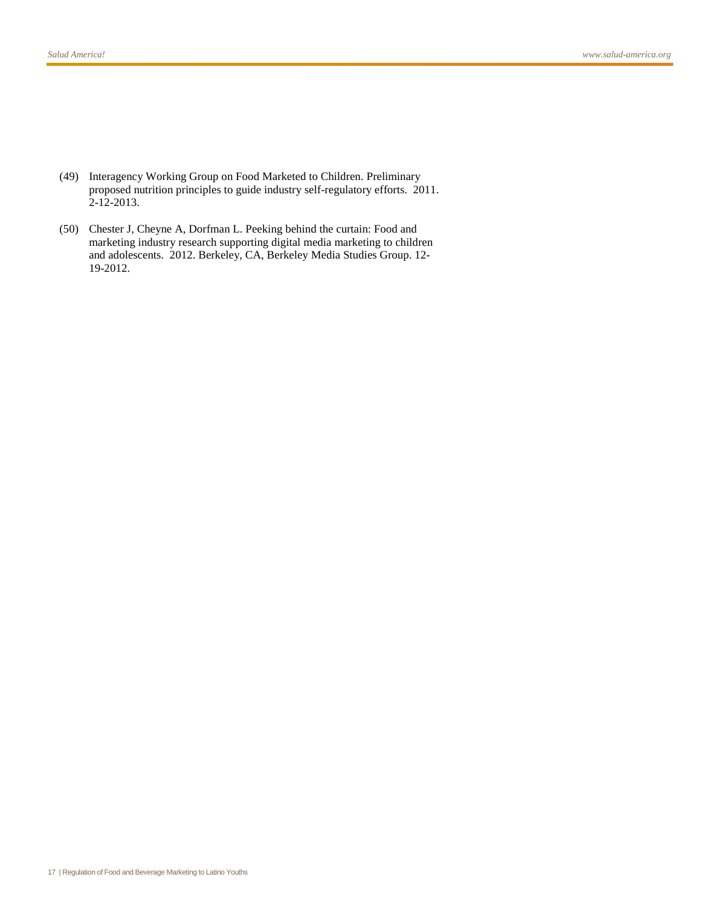(49) Interagency Working Group on Food Marketed to Children. Preliminary proposed nutrition principles to guide industry self-regulatory efforts. 2011. 2-12-2013.

(50) Chester J, Cheyne A, Dorfman L. Peeking behind the curtain: Food and marketing industry research supporting digital media marketing to children and adolescents. 2012. Berkeley, CA, Berkeley Media Studies Group. 12-19-2012.